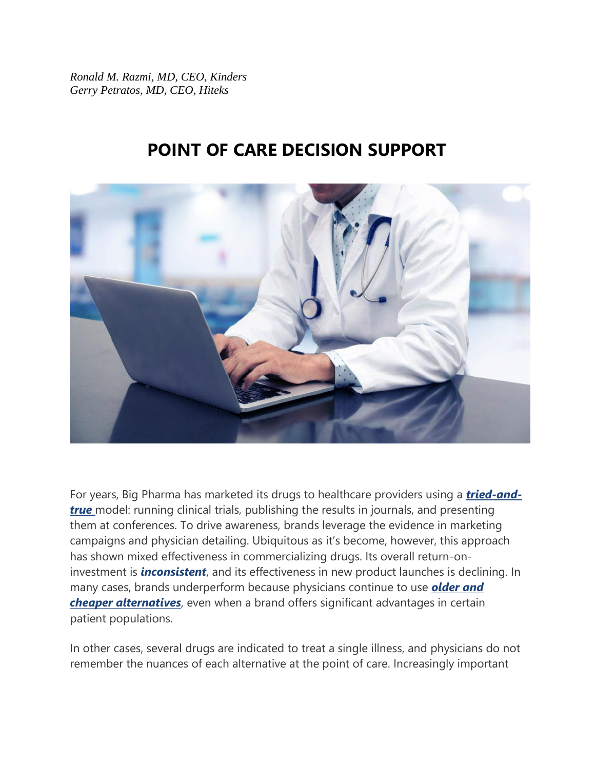*Ronald M. Razmi, MD, CEO, Kinders*
*Gerry Petratos, MD, CEO, Hiteks*

# POINT OF CARE DECISION SUPPORT

For years, Big Pharma has marketed its drugs to healthcare providers using a ***tried-and-true*** model: running clinical trials, publishing the results in journals, and presenting them at conferences. To drive awareness, brands leverage the evidence in marketing campaigns and physician detailing. Ubiquitous as it's become, however, this approach has shown mixed effectiveness in commercializing drugs. Its overall return-on-investment is ***inconsistent***, and its effectiveness in new product launches is declining. In many cases, brands underperform because physicians continue to use ***older and cheaper alternatives***, even when a brand offers significant advantages in certain patient populations.

In other cases, several drugs are indicated to treat a single illness, and physicians do not remember the nuances of each alternative at the point of care. Increasingly important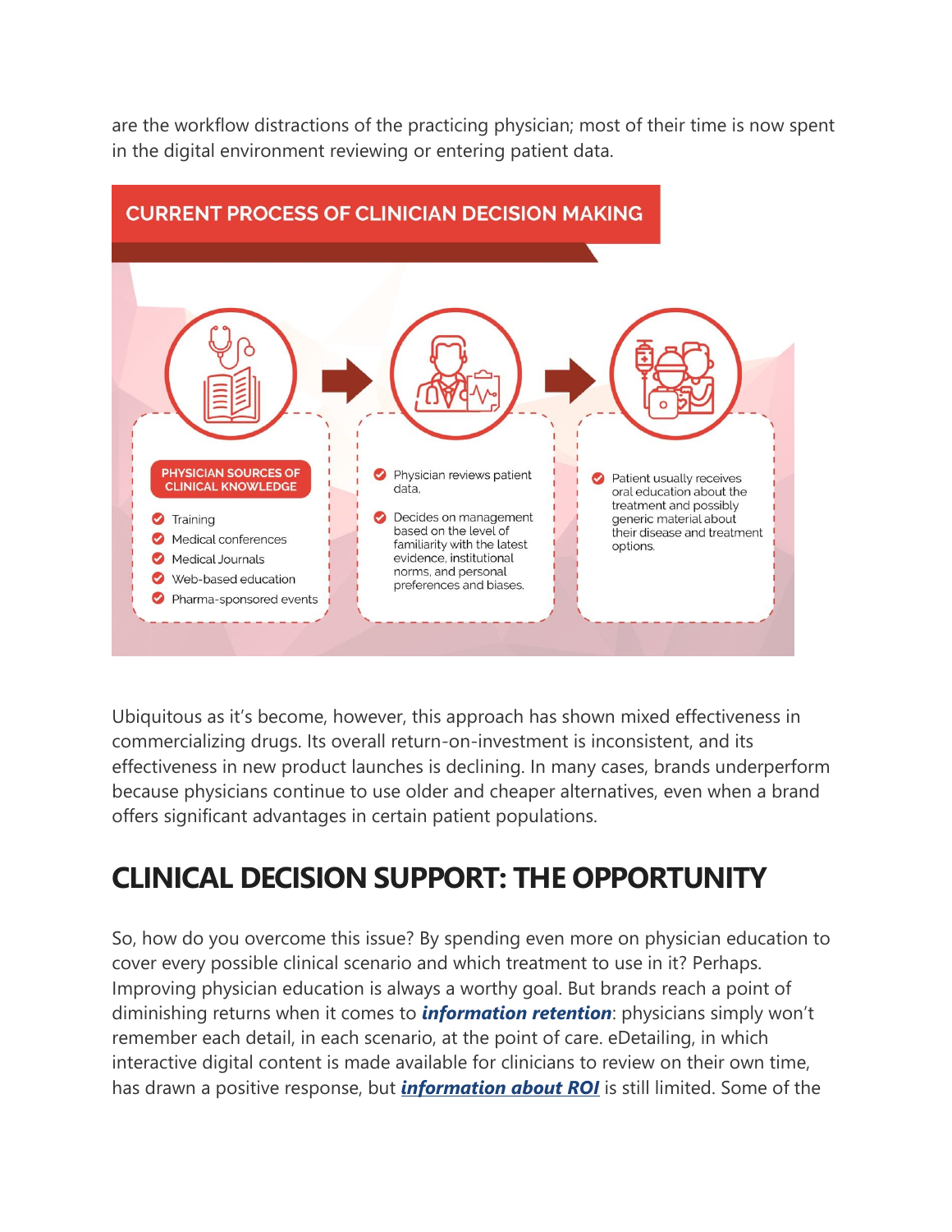are the workflow distractions of the practicing physician; most of their time is now spent in the digital environment reviewing or entering patient data.

**CURRENT PROCESS OF CLINICIAN DECISION MAKING**

**PHYSICIAN SOURCES OF CLINICAL KNOWLEDGE**

- Training
- Medical conferences
- Medical Journals
- Web-based education
- Pharma-sponsored events

→

- Physician reviews patient data.
- Decides on management based on the level of familiarity with the latest evidence, institutional norms, and personal preferences and biases.

→

- Patient usually receives oral education about the treatment and possibly generic material about their disease and treatment options.

Ubiquitous as it's become, however, this approach has shown mixed effectiveness in commercializing drugs. Its overall return-on-investment is inconsistent, and its effectiveness in new product launches is declining. In many cases, brands underperform because physicians continue to use older and cheaper alternatives, even when a brand offers significant advantages in certain patient populations.

## CLINICAL DECISION SUPPORT: THE OPPORTUNITY

So, how do you overcome this issue? By spending even more on physician education to cover every possible clinical scenario and which treatment to use in it? Perhaps. Improving physician education is always a worthy goal. But brands reach a point of diminishing returns when it comes to ***information retention***: physicians simply won't remember each detail, in each scenario, at the point of care. eDetailing, in which interactive digital content is made available for clinicians to review on their own time, has drawn a positive response, but ***information about ROI*** is still limited. Some of the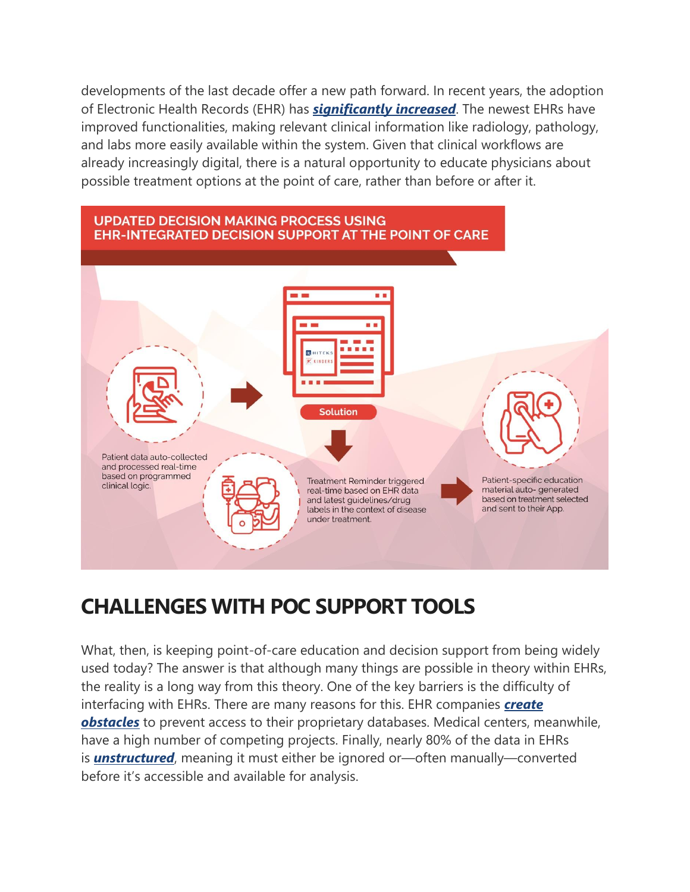developments of the last decade offer a new path forward. In recent years, the adoption of Electronic Health Records (EHR) has ***significantly increased***. The newest EHRs have improved functionalities, making relevant clinical information like radiology, pathology, and labs more easily available within the system. Given that clinical workflows are already increasingly digital, there is a natural opportunity to educate physicians about possible treatment options at the point of care, rather than before or after it.

**UPDATED DECISION MAKING PROCESS USING EHR-INTEGRATED DECISION SUPPORT AT THE POINT OF CARE**

Patient data auto-collected and processed real-time based on programmed clinical logic.

Solution

Treatment Reminder triggered real-time based on EHR data and latest guidelines/drug labels in the context of disease under treatment.

Patient-specific education material auto- generated based on treatment selected and sent to their App.

## CHALLENGES WITH POC SUPPORT TOOLS

What, then, is keeping point-of-care education and decision support from being widely used today? The answer is that although many things are possible in theory within EHRs, the reality is a long way from this theory. One of the key barriers is the difficulty of interfacing with EHRs. There are many reasons for this. EHR companies ***create obstacles*** to prevent access to their proprietary databases. Medical centers, meanwhile, have a high number of competing projects. Finally, nearly 80% of the data in EHRs is ***unstructured***, meaning it must either be ignored or—often manually—converted before it's accessible and available for analysis.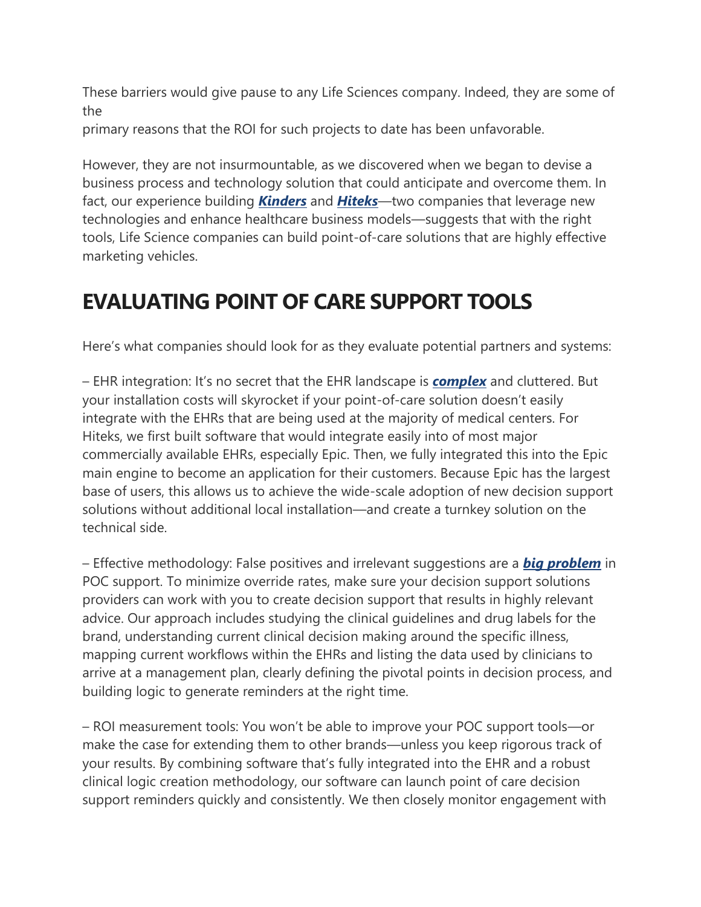These barriers would give pause to any Life Sciences company. Indeed, they are some of the primary reasons that the ROI for such projects to date has been unfavorable.

However, they are not insurmountable, as we discovered when we began to devise a business process and technology solution that could anticipate and overcome them. In fact, our experience building ***Kinders*** and ***Hiteks***—two companies that leverage new technologies and enhance healthcare business models—suggests that with the right tools, Life Science companies can build point-of-care solutions that are highly effective marketing vehicles.

## EVALUATING POINT OF CARE SUPPORT TOOLS

Here's what companies should look for as they evaluate potential partners and systems:

– EHR integration: It's no secret that the EHR landscape is ***complex*** and cluttered. But your installation costs will skyrocket if your point-of-care solution doesn't easily integrate with the EHRs that are being used at the majority of medical centers. For Hiteks, we first built software that would integrate easily into of most major commercially available EHRs, especially Epic. Then, we fully integrated this into the Epic main engine to become an application for their customers. Because Epic has the largest base of users, this allows us to achieve the wide-scale adoption of new decision support solutions without additional local installation—and create a turnkey solution on the technical side.

– Effective methodology: False positives and irrelevant suggestions are a ***big problem*** in POC support. To minimize override rates, make sure your decision support solutions providers can work with you to create decision support that results in highly relevant advice. Our approach includes studying the clinical guidelines and drug labels for the brand, understanding current clinical decision making around the specific illness, mapping current workflows within the EHRs and listing the data used by clinicians to arrive at a management plan, clearly defining the pivotal points in decision process, and building logic to generate reminders at the right time.

– ROI measurement tools: You won't be able to improve your POC support tools—or make the case for extending them to other brands—unless you keep rigorous track of your results. By combining software that's fully integrated into the EHR and a robust clinical logic creation methodology, our software can launch point of care decision support reminders quickly and consistently. We then closely monitor engagement with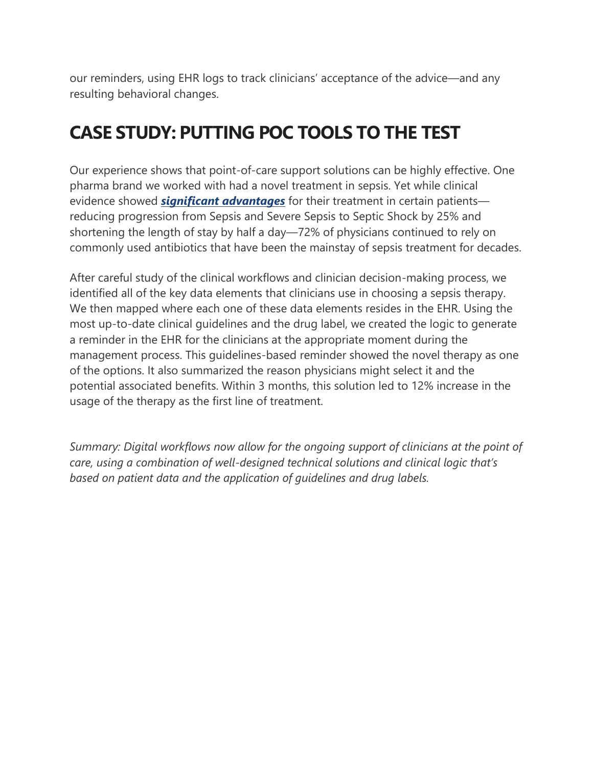our reminders, using EHR logs to track clinicians' acceptance of the advice—and any resulting behavioral changes.

## CASE STUDY: PUTTING POC TOOLS TO THE TEST

Our experience shows that point-of-care support solutions can be highly effective. One pharma brand we worked with had a novel treatment in sepsis. Yet while clinical evidence showed ***significant advantages*** for their treatment in certain patients—reducing progression from Sepsis and Severe Sepsis to Septic Shock by 25% and shortening the length of stay by half a day—72% of physicians continued to rely on commonly used antibiotics that have been the mainstay of sepsis treatment for decades.

After careful study of the clinical workflows and clinician decision-making process, we identified all of the key data elements that clinicians use in choosing a sepsis therapy. We then mapped where each one of these data elements resides in the EHR. Using the most up-to-date clinical guidelines and the drug label, we created the logic to generate a reminder in the EHR for the clinicians at the appropriate moment during the management process. This guidelines-based reminder showed the novel therapy as one of the options. It also summarized the reason physicians might select it and the potential associated benefits. Within 3 months, this solution led to 12% increase in the usage of the therapy as the first line of treatment.

*Summary: Digital workflows now allow for the ongoing support of clinicians at the point of care, using a combination of well-designed technical solutions and clinical logic that's based on patient data and the application of guidelines and drug labels.*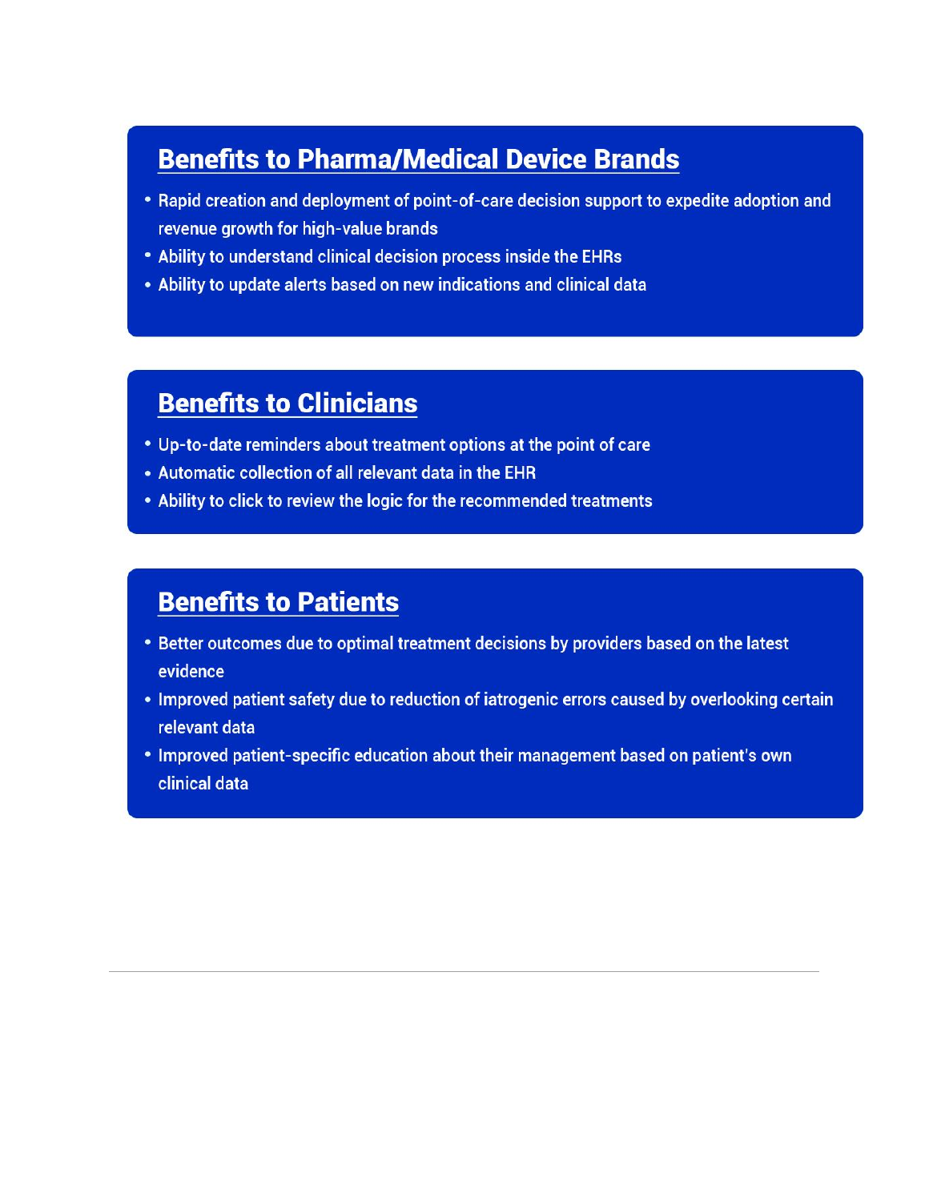## Benefits to Pharma/Medical Device Brands

- Rapid creation and deployment of point-of-care decision support to expedite adoption and revenue growth for high-value brands
- Ability to understand clinical decision process inside the EHRs
- Ability to update alerts based on new indications and clinical data

## Benefits to Clinicians

- Up-to-date reminders about treatment options at the point of care
- Automatic collection of all relevant data in the EHR
- Ability to click to review the logic for the recommended treatments

## Benefits to Patients

- Better outcomes due to optimal treatment decisions by providers based on the latest evidence
- Improved patient safety due to reduction of iatrogenic errors caused by overlooking certain relevant data
- Improved patient-specific education about their management based on patient's own clinical data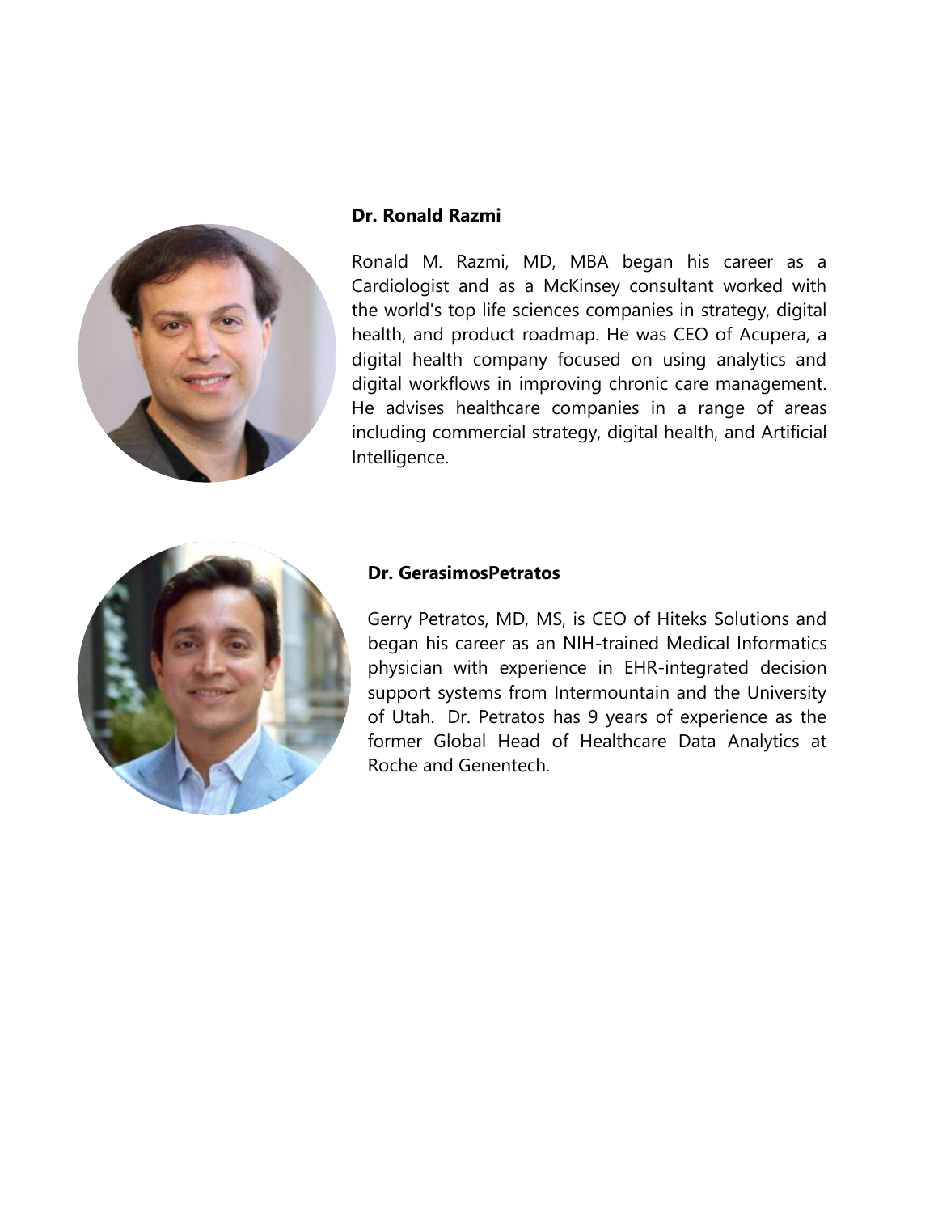**Dr. Ronald Razmi**

Ronald M. Razmi, MD, MBA began his career as a Cardiologist and as a McKinsey consultant worked with the world's top life sciences companies in strategy, digital health, and product roadmap. He was CEO of Acupera, a digital health company focused on using analytics and digital workflows in improving chronic care management. He advises healthcare companies in a range of areas including commercial strategy, digital health, and Artificial Intelligence.

**Dr. GerasimosPetratos**

Gerry Petratos, MD, MS, is CEO of Hiteks Solutions and began his career as an NIH-trained Medical Informatics physician with experience in EHR-integrated decision support systems from Intermountain and the University of Utah. Dr. Petratos has 9 years of experience as the former Global Head of Healthcare Data Analytics at Roche and Genentech.